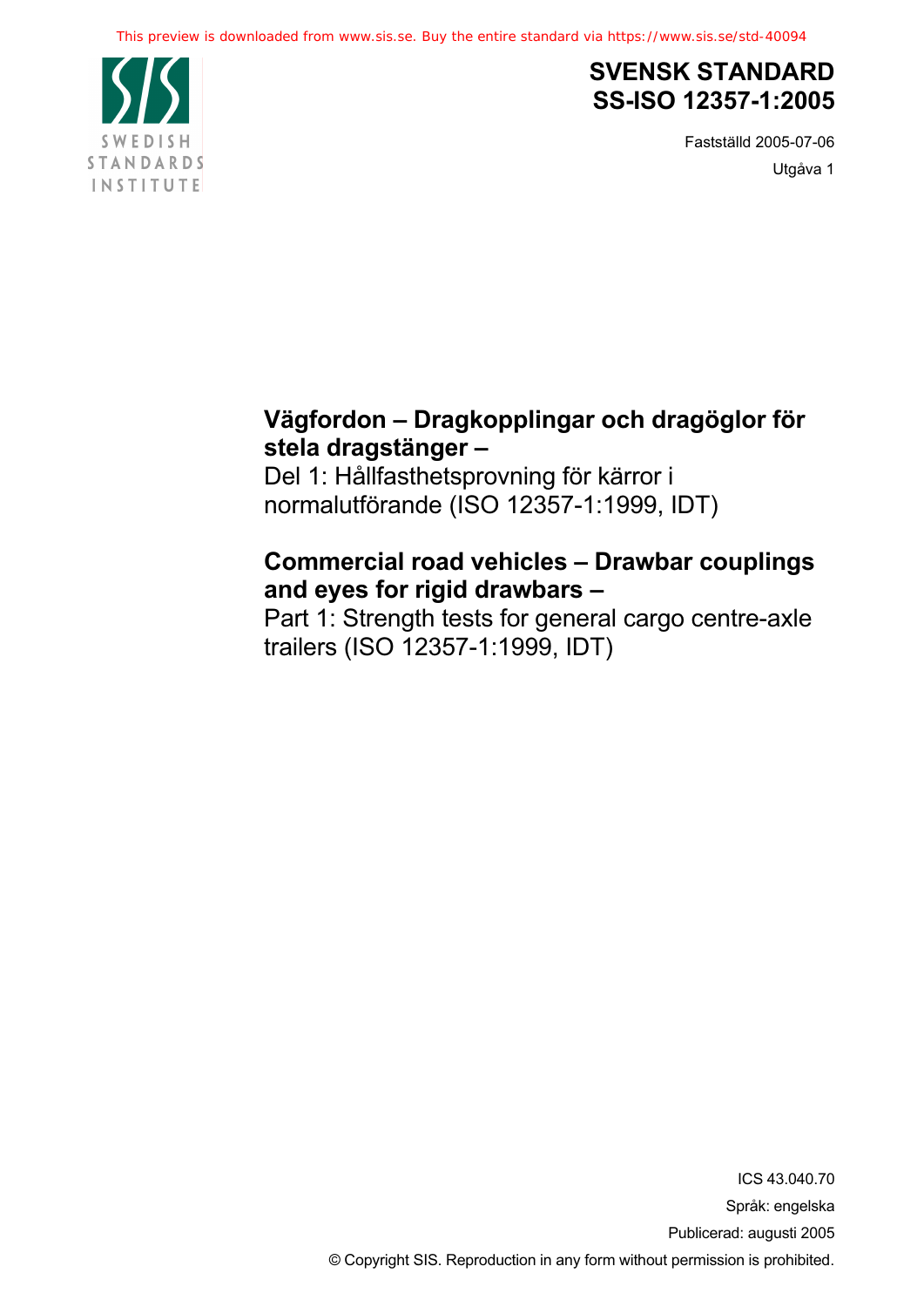# SVENSK STANDARD
# SS-ISO 12357-1:2005

Fastställd 2005-07-06

Utgåva 1

**Vägfordon – Dragkopplingar och dragöglor för stela dragstänger –**
Del 1: Hållfasthetsprovning för kärror i normalutförande (ISO 12357-1:1999, IDT)

**Commercial road vehicles – Drawbar couplings and eyes for rigid drawbars –**
Part 1: Strength tests for general cargo centre-axle trailers (ISO 12357-1:1999, IDT)

ICS 43.040.70

Språk: engelska

Publicerad: augusti 2005

© Copyright SIS. Reproduction in any form without permission is prohibited.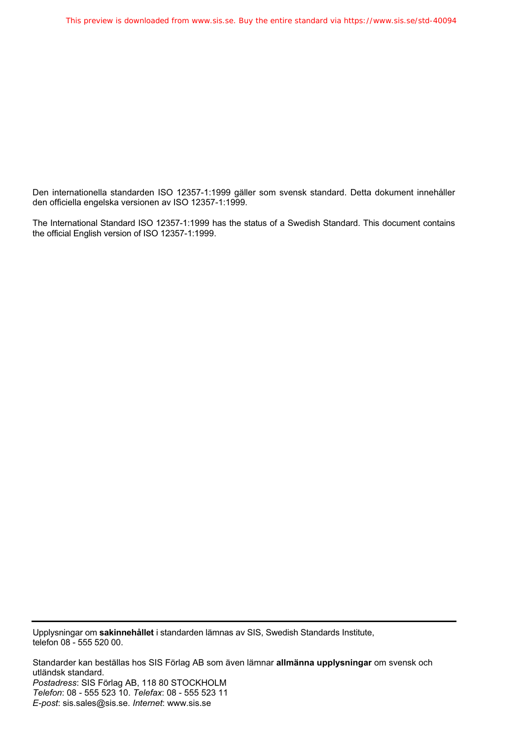Den internationella standarden ISO 12357-1:1999 gäller som svensk standard. Detta dokument innehåller den officiella engelska versionen av ISO 12357-1:1999.

The International Standard ISO 12357-1:1999 has the status of a Swedish Standard. This document contains the official English version of ISO 12357-1:1999.

---

Upplysningar om **sakinnehållet** i standarden lämnas av SIS, Swedish Standards Institute, telefon 08 - 555 520 00.

Standarder kan beställas hos SIS Förlag AB som även lämnar **allmänna upplysningar** om svensk och utländsk standard.
*Postadress*: SIS Förlag AB, 118 80 STOCKHOLM
*Telefon*: 08 - 555 523 10. *Telefax*: 08 - 555 523 11
*E-post*: sis.sales@sis.se. *Internet*: www.sis.se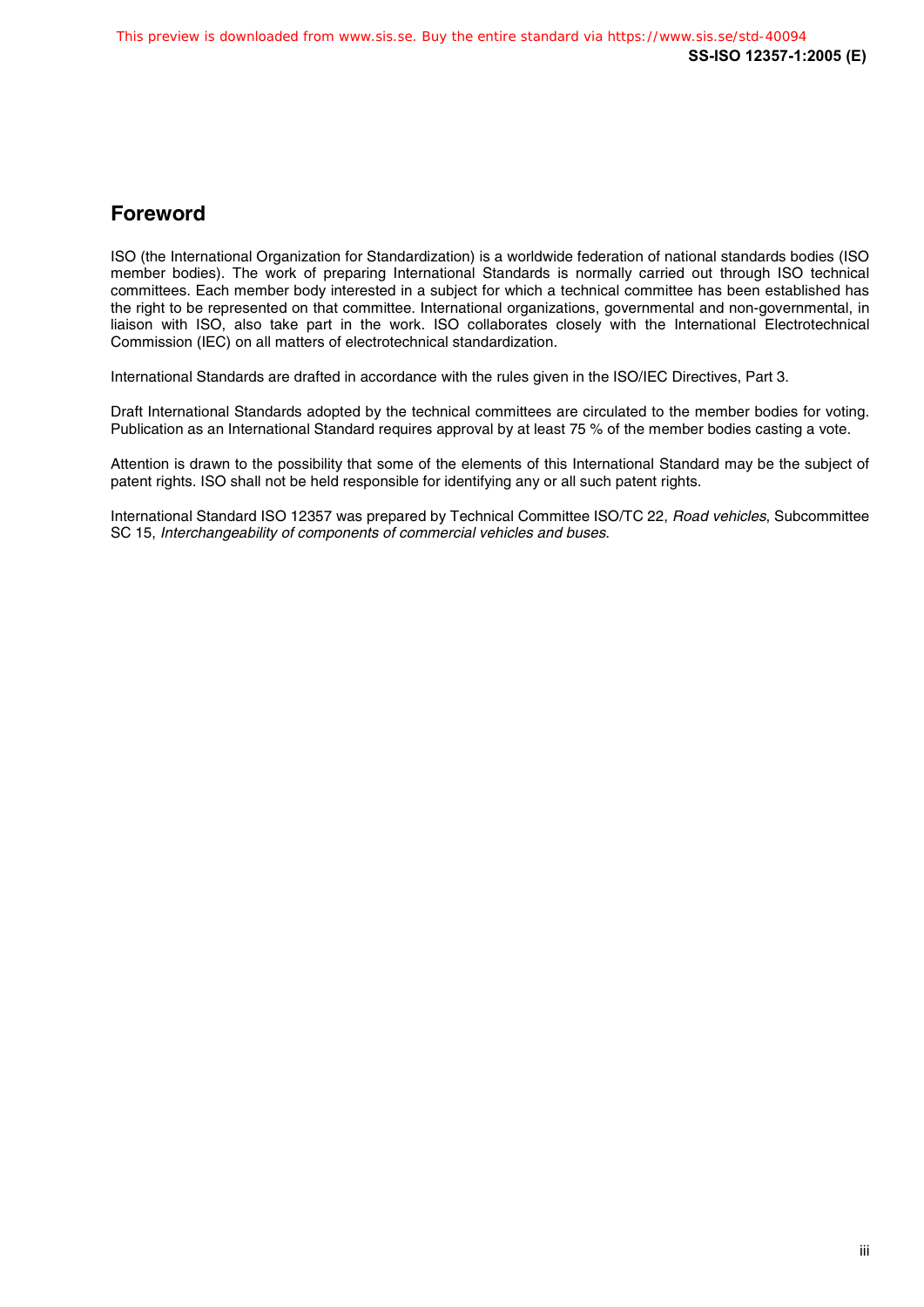## Foreword

ISO (the International Organization for Standardization) is a worldwide federation of national standards bodies (ISO member bodies). The work of preparing International Standards is normally carried out through ISO technical committees. Each member body interested in a subject for which a technical committee has been established has the right to be represented on that committee. International organizations, governmental and non-governmental, in liaison with ISO, also take part in the work. ISO collaborates closely with the International Electrotechnical Commission (IEC) on all matters of electrotechnical standardization.

International Standards are drafted in accordance with the rules given in the ISO/IEC Directives, Part 3.

Draft International Standards adopted by the technical committees are circulated to the member bodies for voting. Publication as an International Standard requires approval by at least 75 % of the member bodies casting a vote.

Attention is drawn to the possibility that some of the elements of this International Standard may be the subject of patent rights. ISO shall not be held responsible for identifying any or all such patent rights.

International Standard ISO 12357 was prepared by Technical Committee ISO/TC 22, *Road vehicles*, Subcommittee SC 15, *Interchangeability of components of commercial vehicles and buses*.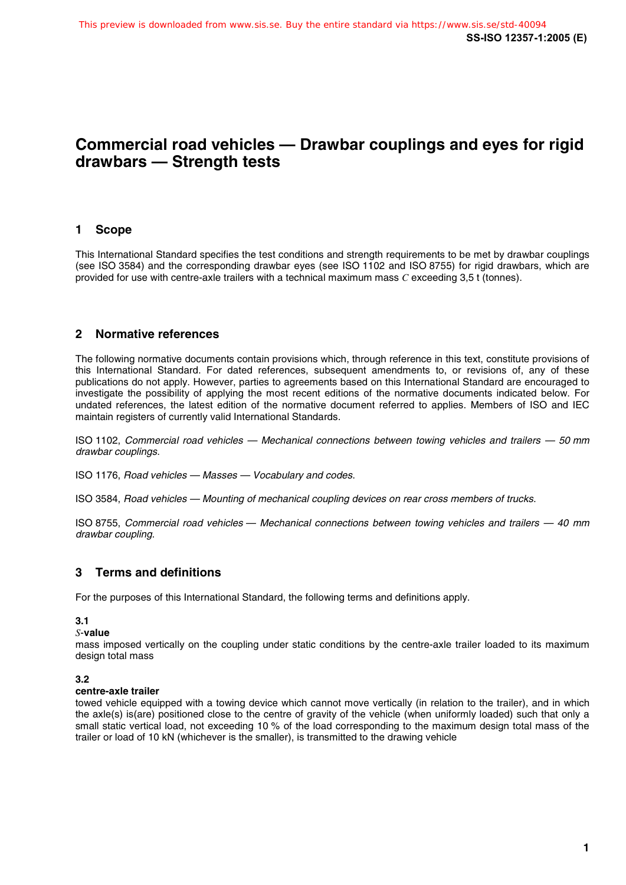# Commercial road vehicles — Drawbar couplings and eyes for rigid drawbars — Strength tests

## 1 Scope

This International Standard specifies the test conditions and strength requirements to be met by drawbar couplings (see ISO 3584) and the corresponding drawbar eyes (see ISO 1102 and ISO 8755) for rigid drawbars, which are provided for use with centre-axle trailers with a technical maximum mass $C$ exceeding 3,5 t (tonnes).

## 2 Normative references

The following normative documents contain provisions which, through reference in this text, constitute provisions of this International Standard. For dated references, subsequent amendments to, or revisions of, any of these publications do not apply. However, parties to agreements based on this International Standard are encouraged to investigate the possibility of applying the most recent editions of the normative documents indicated below. For undated references, the latest edition of the normative document referred to applies. Members of ISO and IEC maintain registers of currently valid International Standards.

ISO 1102, *Commercial road vehicles — Mechanical connections between towing vehicles and trailers — 50 mm drawbar couplings*.

ISO 1176, *Road vehicles — Masses — Vocabulary and codes*.

ISO 3584, *Road vehicles — Mounting of mechanical coupling devices on rear cross members of trucks*.

ISO 8755, *Commercial road vehicles — Mechanical connections between towing vehicles and trailers — 40 mm drawbar coupling*.

## 3 Terms and definitions

For the purposes of this International Standard, the following terms and definitions apply.

**3.1**
***S*-value**
mass imposed vertically on the coupling under static conditions by the centre-axle trailer loaded to its maximum design total mass

**3.2**
**centre-axle trailer**
towed vehicle equipped with a towing device which cannot move vertically (in relation to the trailer), and in which the axle(s) is(are) positioned close to the centre of gravity of the vehicle (when uniformly loaded) such that only a small static vertical load, not exceeding 10 % of the load corresponding to the maximum design total mass of the trailer or load of 10 kN (whichever is the smaller), is transmitted to the drawing vehicle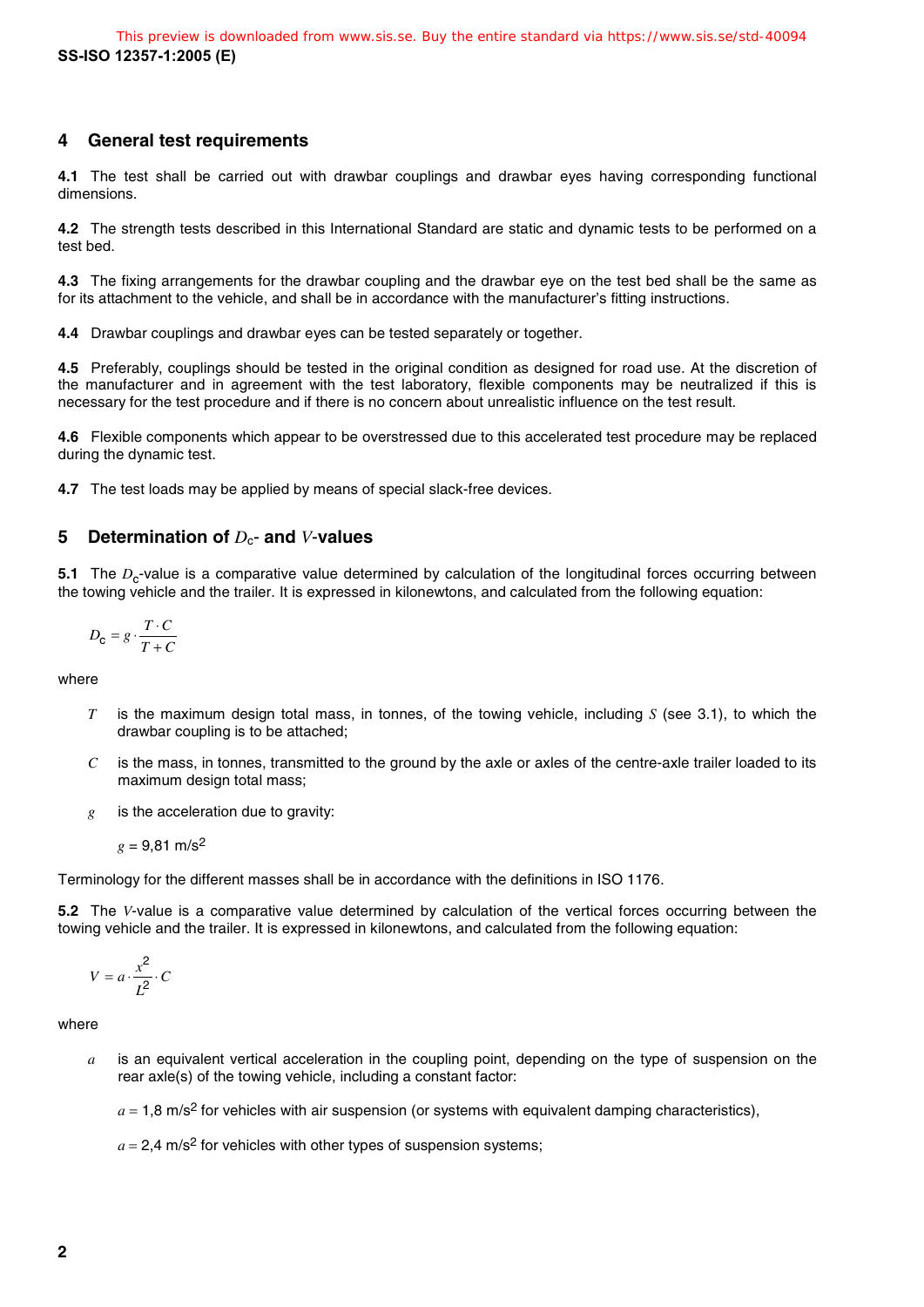## 4 General test requirements

**4.1** The test shall be carried out with drawbar couplings and drawbar eyes having corresponding functional dimensions.

**4.2** The strength tests described in this International Standard are static and dynamic tests to be performed on a test bed.

**4.3** The fixing arrangements for the drawbar coupling and the drawbar eye on the test bed shall be the same as for its attachment to the vehicle, and shall be in accordance with the manufacturer's fitting instructions.

**4.4** Drawbar couplings and drawbar eyes can be tested separately or together.

**4.5** Preferably, couplings should be tested in the original condition as designed for road use. At the discretion of the manufacturer and in agreement with the test laboratory, flexible components may be neutralized if this is necessary for the test procedure and if there is no concern about unrealistic influence on the test result.

**4.6** Flexible components which appear to be overstressed due to this accelerated test procedure may be replaced during the dynamic test.

**4.7** The test loads may be applied by means of special slack-free devices.

## 5 Determination of $D_c$- and $V$-values

**5.1** The $D_c$-value is a comparative value determined by calculation of the longitudinal forces occurring between the towing vehicle and the trailer. It is expressed in kilonewtons, and calculated from the following equation:

$$D_c = g \cdot \frac{T \cdot C}{T + C}$$

where

- $T$ is the maximum design total mass, in tonnes, of the towing vehicle, including $S$ (see 3.1), to which the drawbar coupling is to be attached;
- $C$ is the mass, in tonnes, transmitted to the ground by the axle or axles of the centre-axle trailer loaded to its maximum design total mass;
- $g$ is the acceleration due to gravity:

  $g$ = 9,81 m/s$^2$

Terminology for the different masses shall be in accordance with the definitions in ISO 1176.

**5.2** The $V$-value is a comparative value determined by calculation of the vertical forces occurring between the towing vehicle and the trailer. It is expressed in kilonewtons, and calculated from the following equation:

$$V = a \cdot \frac{x^2}{L^2} \cdot C$$

where

- $a$ is an equivalent vertical acceleration in the coupling point, depending on the type of suspension on the rear axle(s) of the towing vehicle, including a constant factor:

  $a$ = 1,8 m/s$^2$ for vehicles with air suspension (or systems with equivalent damping characteristics),

  $a$ = 2,4 m/s$^2$ for vehicles with other types of suspension systems;